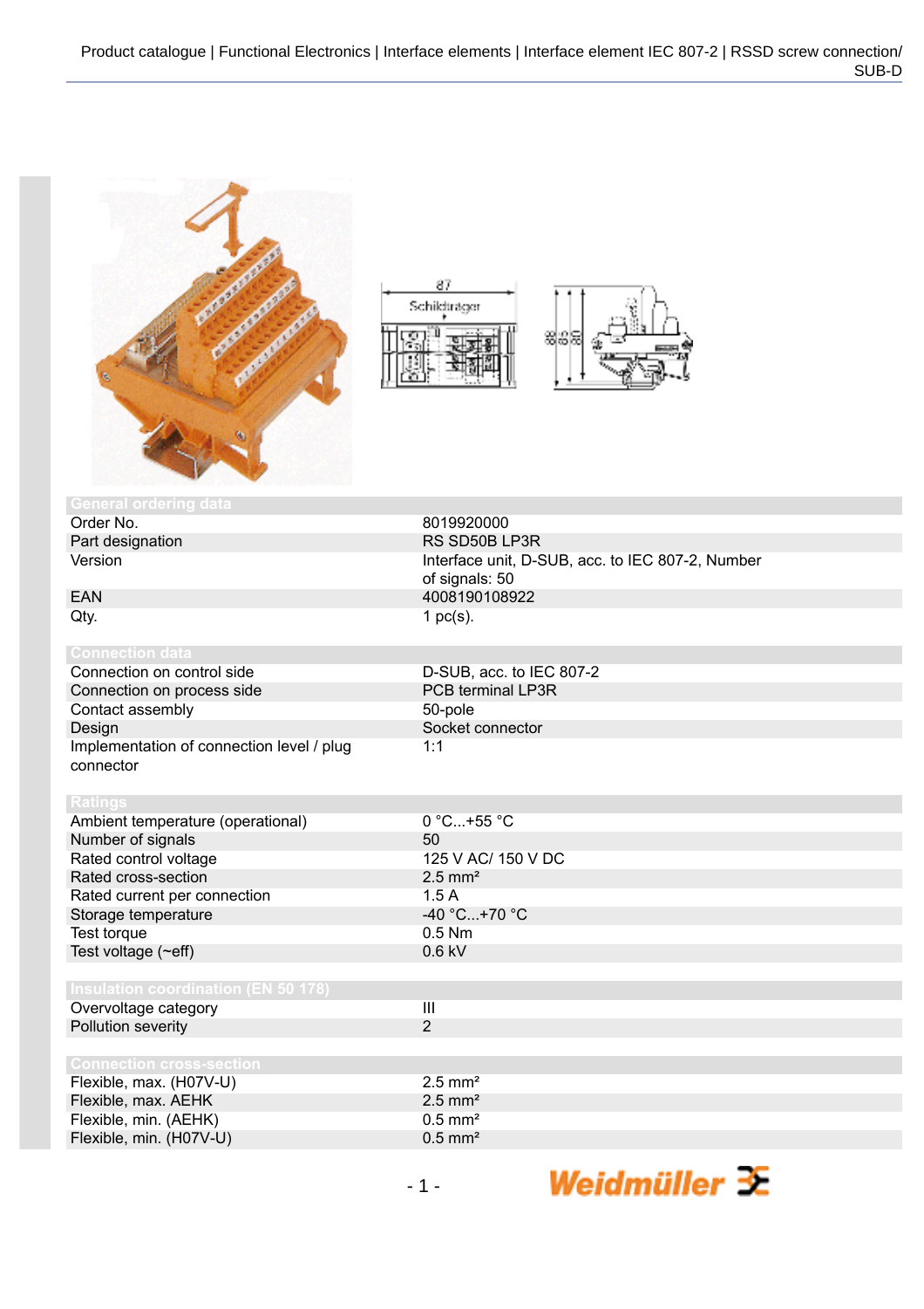## General ordering data

| | |
|---|---|
| Order No. | 8019920000 |
| Part designation | RS SD50B LP3R |
| Version | Interface unit, D-SUB, acc. to IEC 807-2, Number of signals: 50 |
| EAN | 4008190108922 |
| Qty. | 1 pc(s). |

## Connection data

| | |
|---|---|
| Connection on control side | D-SUB, acc. to IEC 807-2 |
| Connection on process side | PCB terminal LP3R |
| Contact assembly | 50-pole |
| Design | Socket connector |
| Implementation of connection level / plug connector | 1:1 |

## Ratings

| | |
|---|---|
| Ambient temperature (operational) | 0 °C...+55 °C |
| Number of signals | 50 |
| Rated control voltage | 125 V AC/ 150 V DC |
| Rated cross-section | 2.5 mm² |
| Rated current per connection | 1.5 A |
| Storage temperature | -40 °C...+70 °C |
| Test torque | 0.5 Nm |
| Test voltage (~eff) | 0.6 kV |

## Insulation coordination (EN 50 178)

| | |
|---|---|
| Overvoltage category | III |
| Pollution severity | 2 |

## Connection cross-section

| | |
|---|---|
| Flexible, max. (H07V-U) | 2.5 mm² |
| Flexible, max. AEHK | 2.5 mm² |
| Flexible, min. (AEHK) | 0.5 mm² |
| Flexible, min. (H07V-U) | 0.5 mm² |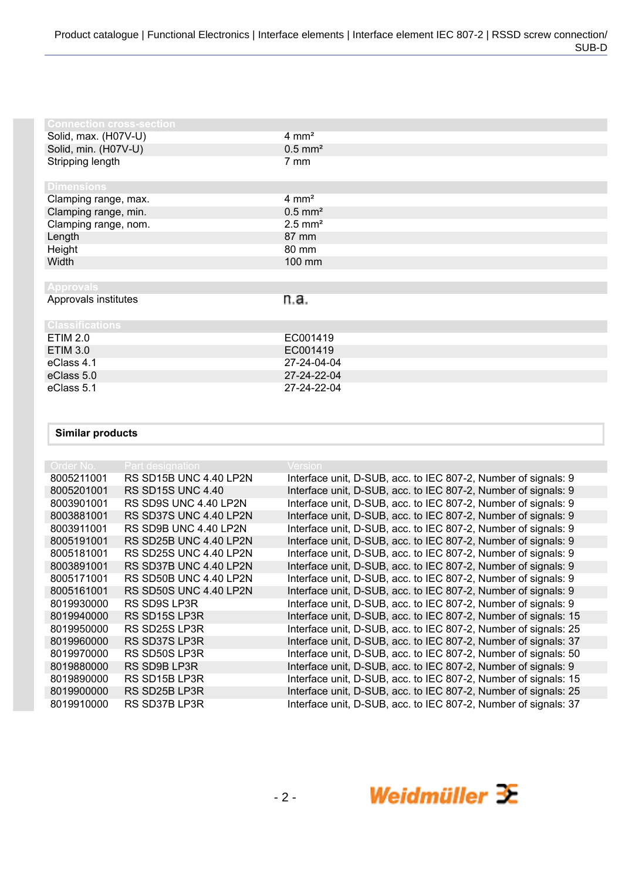| Connection cross-section | |
|---|---|
| Solid, max. (H07V-U) | 4 mm² |
| Solid, min. (H07V-U) | 0.5 mm² |
| Stripping length | 7 mm |

| Dimensions | |
|---|---|
| Clamping range, max. | 4 mm² |
| Clamping range, min. | 0.5 mm² |
| Clamping range, nom. | 2.5 mm² |
| Length | 87 mm |
| Height | 80 mm |
| Width | 100 mm |

| Approvals | |
|---|---|
| Approvals institutes | n.a. |

| Classifications | |
|---|---|
| ETIM 2.0 | EC001419 |
| ETIM 3.0 | EC001419 |
| eClass 4.1 | 27-24-04-04 |
| eClass 5.0 | 27-24-22-04 |
| eClass 5.1 | 27-24-22-04 |

**Similar products**

| Order No. | Part designation | Version |
|---|---|---|
| 8005211001 | RS SD15B UNC 4.40 LP2N | Interface unit, D-SUB, acc. to IEC 807-2, Number of signals: 9 |
| 8005201001 | RS SD15S UNC 4.40 | Interface unit, D-SUB, acc. to IEC 807-2, Number of signals: 9 |
| 8003901001 | RS SD9S UNC 4.40 LP2N | Interface unit, D-SUB, acc. to IEC 807-2, Number of signals: 9 |
| 8003881001 | RS SD37S UNC 4.40 LP2N | Interface unit, D-SUB, acc. to IEC 807-2, Number of signals: 9 |
| 8003911001 | RS SD9B UNC 4.40 LP2N | Interface unit, D-SUB, acc. to IEC 807-2, Number of signals: 9 |
| 8005191001 | RS SD25B UNC 4.40 LP2N | Interface unit, D-SUB, acc. to IEC 807-2, Number of signals: 9 |
| 8005181001 | RS SD25S UNC 4.40 LP2N | Interface unit, D-SUB, acc. to IEC 807-2, Number of signals: 9 |
| 8003891001 | RS SD37B UNC 4.40 LP2N | Interface unit, D-SUB, acc. to IEC 807-2, Number of signals: 9 |
| 8005171001 | RS SD50B UNC 4.40 LP2N | Interface unit, D-SUB, acc. to IEC 807-2, Number of signals: 9 |
| 8005161001 | RS SD50S UNC 4.40 LP2N | Interface unit, D-SUB, acc. to IEC 807-2, Number of signals: 9 |
| 8019930000 | RS SD9S LP3R | Interface unit, D-SUB, acc. to IEC 807-2, Number of signals: 9 |
| 8019940000 | RS SD15S LP3R | Interface unit, D-SUB, acc. to IEC 807-2, Number of signals: 15 |
| 8019950000 | RS SD25S LP3R | Interface unit, D-SUB, acc. to IEC 807-2, Number of signals: 25 |
| 8019960000 | RS SD37S LP3R | Interface unit, D-SUB, acc. to IEC 807-2, Number of signals: 37 |
| 8019970000 | RS SD50S LP3R | Interface unit, D-SUB, acc. to IEC 807-2, Number of signals: 50 |
| 8019880000 | RS SD9B LP3R | Interface unit, D-SUB, acc. to IEC 807-2, Number of signals: 9 |
| 8019890000 | RS SD15B LP3R | Interface unit, D-SUB, acc. to IEC 807-2, Number of signals: 15 |
| 8019900000 | RS SD25B LP3R | Interface unit, D-SUB, acc. to IEC 807-2, Number of signals: 25 |
| 8019910000 | RS SD37B LP3R | Interface unit, D-SUB, acc. to IEC 807-2, Number of signals: 37 |